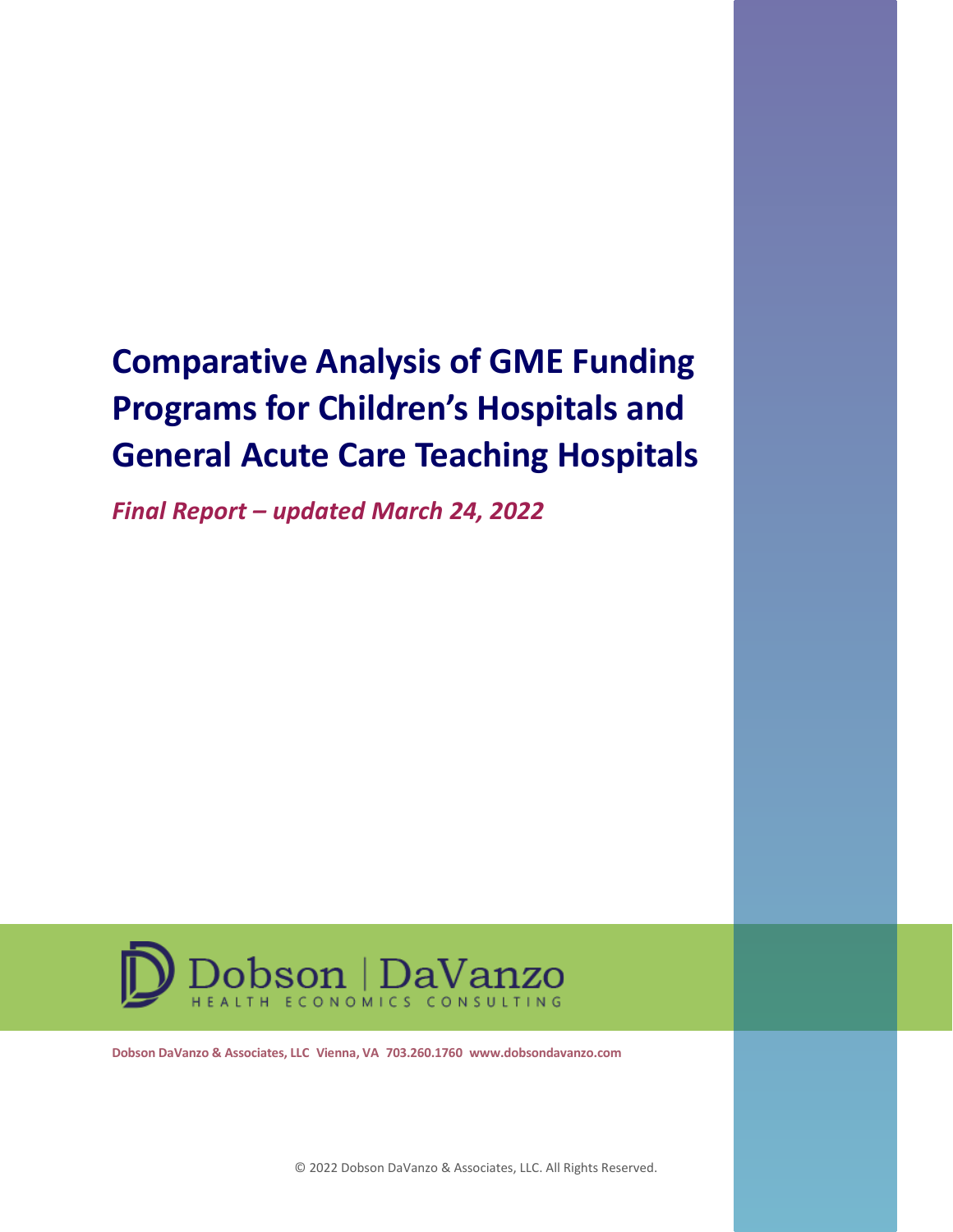# Comparative Analysis of GME Funding Programs for Children's Hospitals and General Acute Care Teaching Hospitals

*Final Report – updated March 24, 2022*

Dobson | DaVanzo
HEALTH ECONOMICS CONSULTING

**Dobson DaVanzo & Associates, LLC Vienna, VA 703.260.1760 www.dobsondavanzo.com**

© 2022 Dobson DaVanzo & Associates, LLC. All Rights Reserved.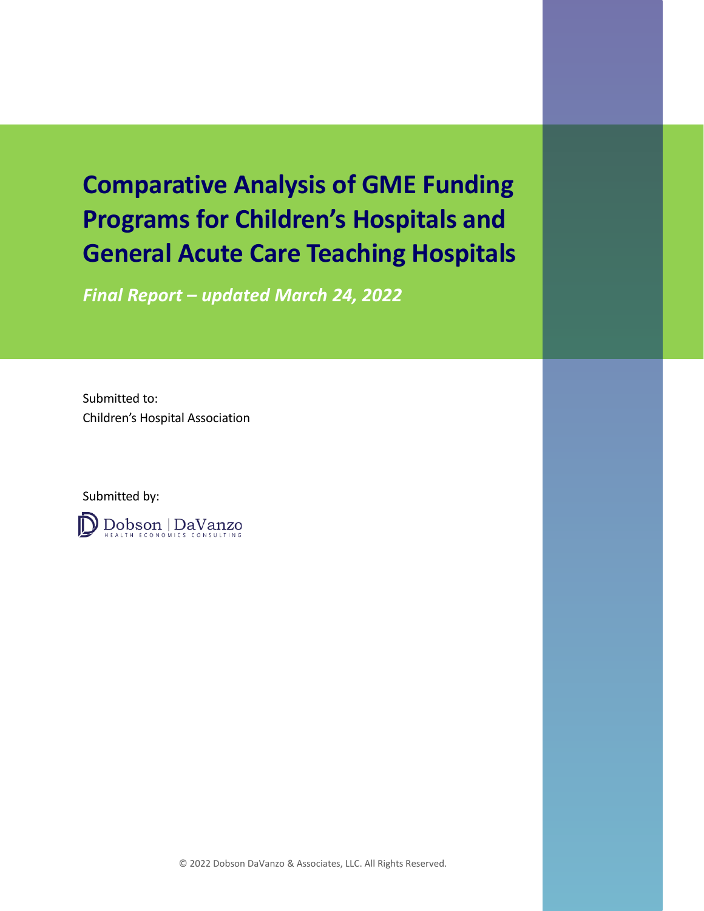# Comparative Analysis of GME Funding Programs for Children's Hospitals and General Acute Care Teaching Hospitals

***Final Report – updated March 24, 2022***

Submitted to:
Children's Hospital Association

Submitted by:
Dobson | DaVanzo
HEALTH ECONOMICS CONSULTING

© 2022 Dobson DaVanzo & Associates, LLC. All Rights Reserved.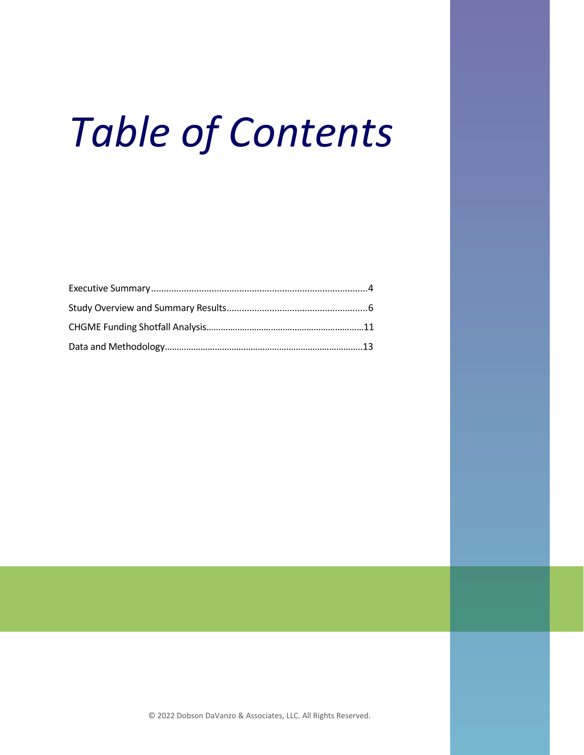# *Table of Contents*

Executive Summary......................................................................................4

Study Overview and Summary Results........................................................6

CHGME Funding Shotfall Analysis.................................................................11

Data and Methodology.................................................................................13

© 2022 Dobson DaVanzo & Associates, LLC. All Rights Reserved.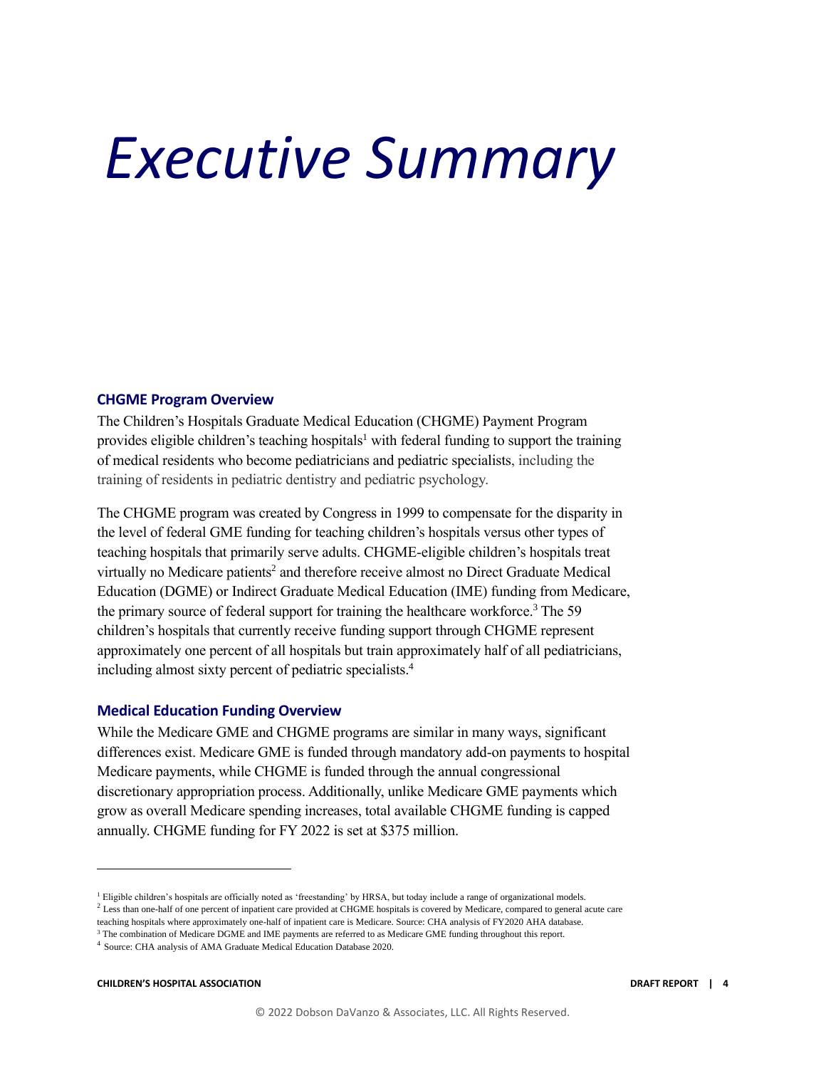# *Executive Summary*

### CHGME Program Overview

The Children's Hospitals Graduate Medical Education (CHGME) Payment Program provides eligible children's teaching hospitals[1] with federal funding to support the training of medical residents who become pediatricians and pediatric specialists, including the training of residents in pediatric dentistry and pediatric psychology.

The CHGME program was created by Congress in 1999 to compensate for the disparity in the level of federal GME funding for teaching children's hospitals versus other types of teaching hospitals that primarily serve adults. CHGME-eligible children's hospitals treat virtually no Medicare patients[2] and therefore receive almost no Direct Graduate Medical Education (DGME) or Indirect Graduate Medical Education (IME) funding from Medicare, the primary source of federal support for training the healthcare workforce.[3] The 59 children's hospitals that currently receive funding support through CHGME represent approximately one percent of all hospitals but train approximately half of all pediatricians, including almost sixty percent of pediatric specialists.[4]

### Medical Education Funding Overview

While the Medicare GME and CHGME programs are similar in many ways, significant differences exist. Medicare GME is funded through mandatory add-on payments to hospital Medicare payments, while CHGME is funded through the annual congressional discretionary appropriation process. Additionally, unlike Medicare GME payments which grow as overall Medicare spending increases, total available CHGME funding is capped annually. CHGME funding for FY 2022 is set at $375 million.

---

[1] Eligible children's hospitals are officially noted as 'freestanding' by HRSA, but today include a range of organizational models.

[2] Less than one-half of one percent of inpatient care provided at CHGME hospitals is covered by Medicare, compared to general acute care teaching hospitals where approximately one-half of inpatient care is Medicare. Source: CHA analysis of FY2020 AHA database.

[3] The combination of Medicare DGME and IME payments are referred to as Medicare GME funding throughout this report.

[4] Source: CHA analysis of AMA Graduate Medical Education Database 2020.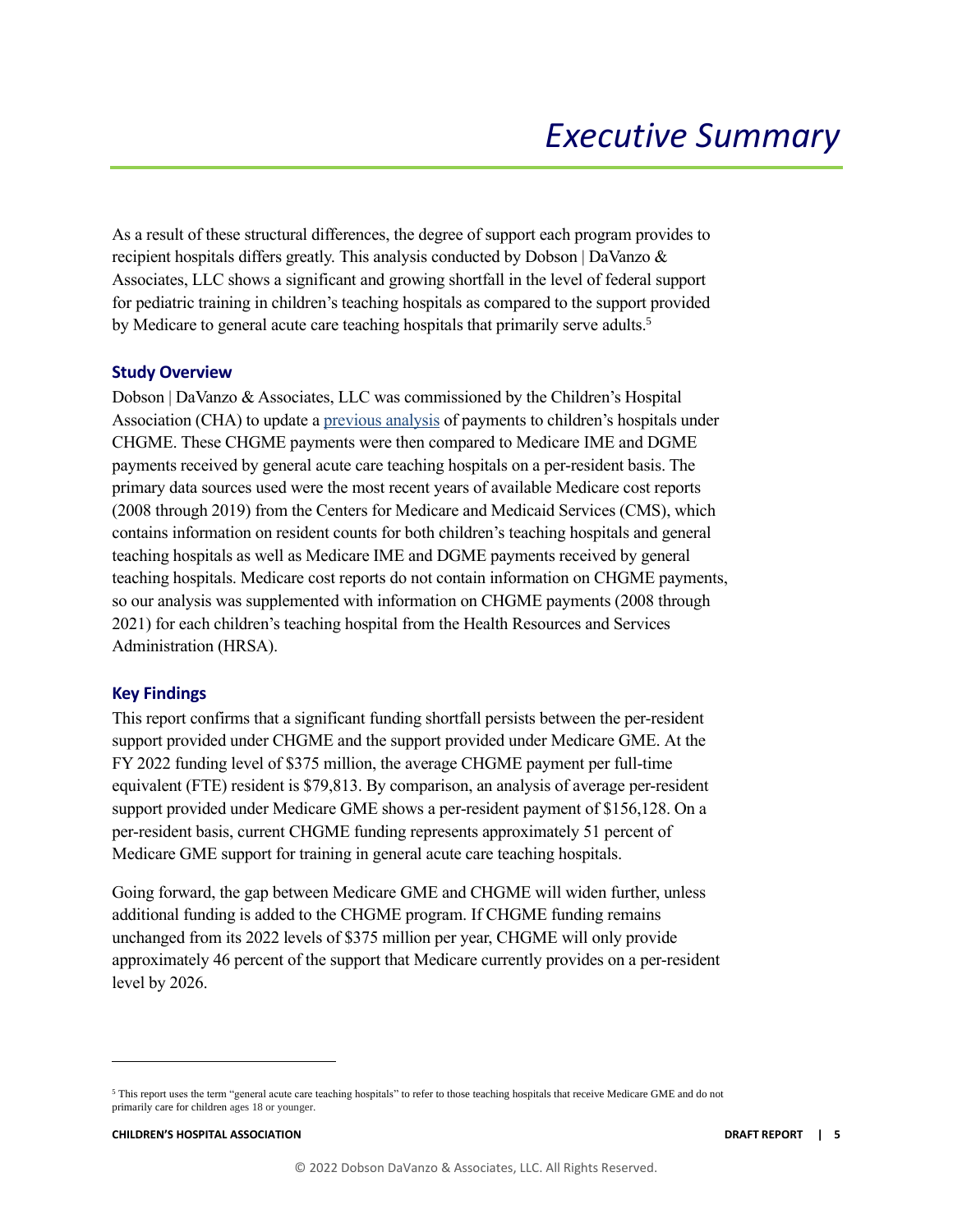# *Executive Summary*

As a result of these structural differences, the degree of support each program provides to recipient hospitals differs greatly. This analysis conducted by Dobson | DaVanzo & Associates, LLC shows a significant and growing shortfall in the level of federal support for pediatric training in children's teaching hospitals as compared to the support provided by Medicare to general acute care teaching hospitals that primarily serve adults.[5]

### Study Overview

Dobson | DaVanzo & Associates, LLC was commissioned by the Children's Hospital Association (CHA) to update a previous analysis of payments to children's hospitals under CHGME. These CHGME payments were then compared to Medicare IME and DGME payments received by general acute care teaching hospitals on a per-resident basis. The primary data sources used were the most recent years of available Medicare cost reports (2008 through 2019) from the Centers for Medicare and Medicaid Services (CMS), which contains information on resident counts for both children's teaching hospitals and general teaching hospitals as well as Medicare IME and DGME payments received by general teaching hospitals. Medicare cost reports do not contain information on CHGME payments, so our analysis was supplemented with information on CHGME payments (2008 through 2021) for each children's teaching hospital from the Health Resources and Services Administration (HRSA).

### Key Findings

This report confirms that a significant funding shortfall persists between the per-resident support provided under CHGME and the support provided under Medicare GME. At the FY 2022 funding level of $375 million, the average CHGME payment per full-time equivalent (FTE) resident is $79,813. By comparison, an analysis of average per-resident support provided under Medicare GME shows a per-resident payment of $156,128. On a per-resident basis, current CHGME funding represents approximately 51 percent of Medicare GME support for training in general acute care teaching hospitals.

Going forward, the gap between Medicare GME and CHGME will widen further, unless additional funding is added to the CHGME program. If CHGME funding remains unchanged from its 2022 levels of $375 million per year, CHGME will only provide approximately 46 percent of the support that Medicare currently provides on a per-resident level by 2026.

---

[5] This report uses the term "general acute care teaching hospitals" to refer to those teaching hospitals that receive Medicare GME and do not primarily care for children ages 18 or younger.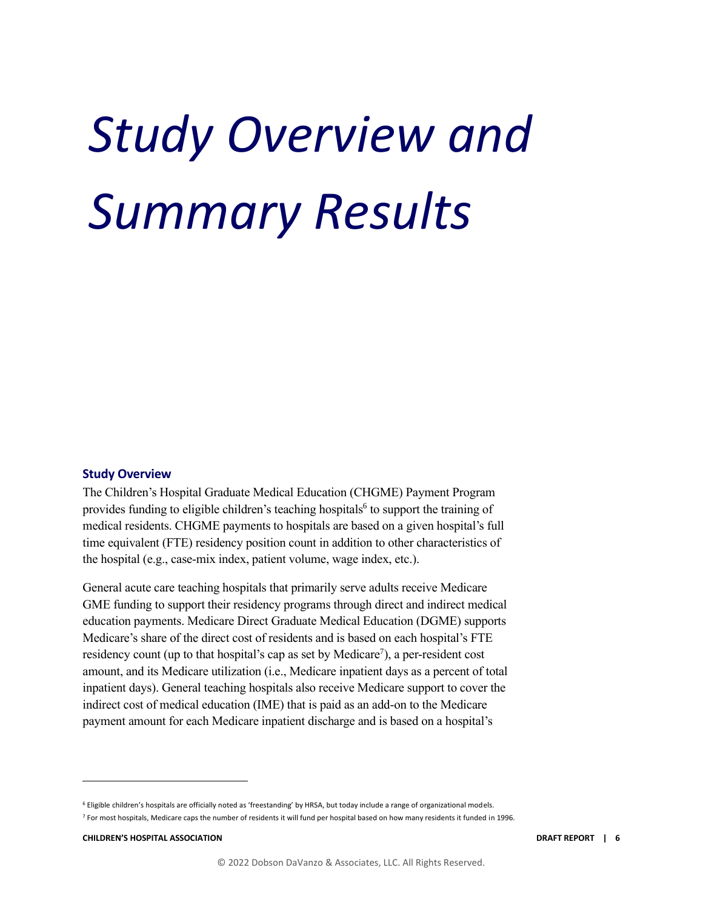# *Study Overview and Summary Results*

### Study Overview

The Children's Hospital Graduate Medical Education (CHGME) Payment Program provides funding to eligible children's teaching hospitals[6] to support the training of medical residents. CHGME payments to hospitals are based on a given hospital's full time equivalent (FTE) residency position count in addition to other characteristics of the hospital (e.g., case-mix index, patient volume, wage index, etc.).

General acute care teaching hospitals that primarily serve adults receive Medicare GME funding to support their residency programs through direct and indirect medical education payments. Medicare Direct Graduate Medical Education (DGME) supports Medicare's share of the direct cost of residents and is based on each hospital's FTE residency count (up to that hospital's cap as set by Medicare[7]), a per-resident cost amount, and its Medicare utilization (i.e., Medicare inpatient days as a percent of total inpatient days). General teaching hospitals also receive Medicare support to cover the indirect cost of medical education (IME) that is paid as an add-on to the Medicare payment amount for each Medicare inpatient discharge and is based on a hospital's

[6] Eligible children's hospitals are officially noted as 'freestanding' by HRSA, but today include a range of organizational models.

[7] For most hospitals, Medicare caps the number of residents it will fund per hospital based on how many residents it funded in 1996.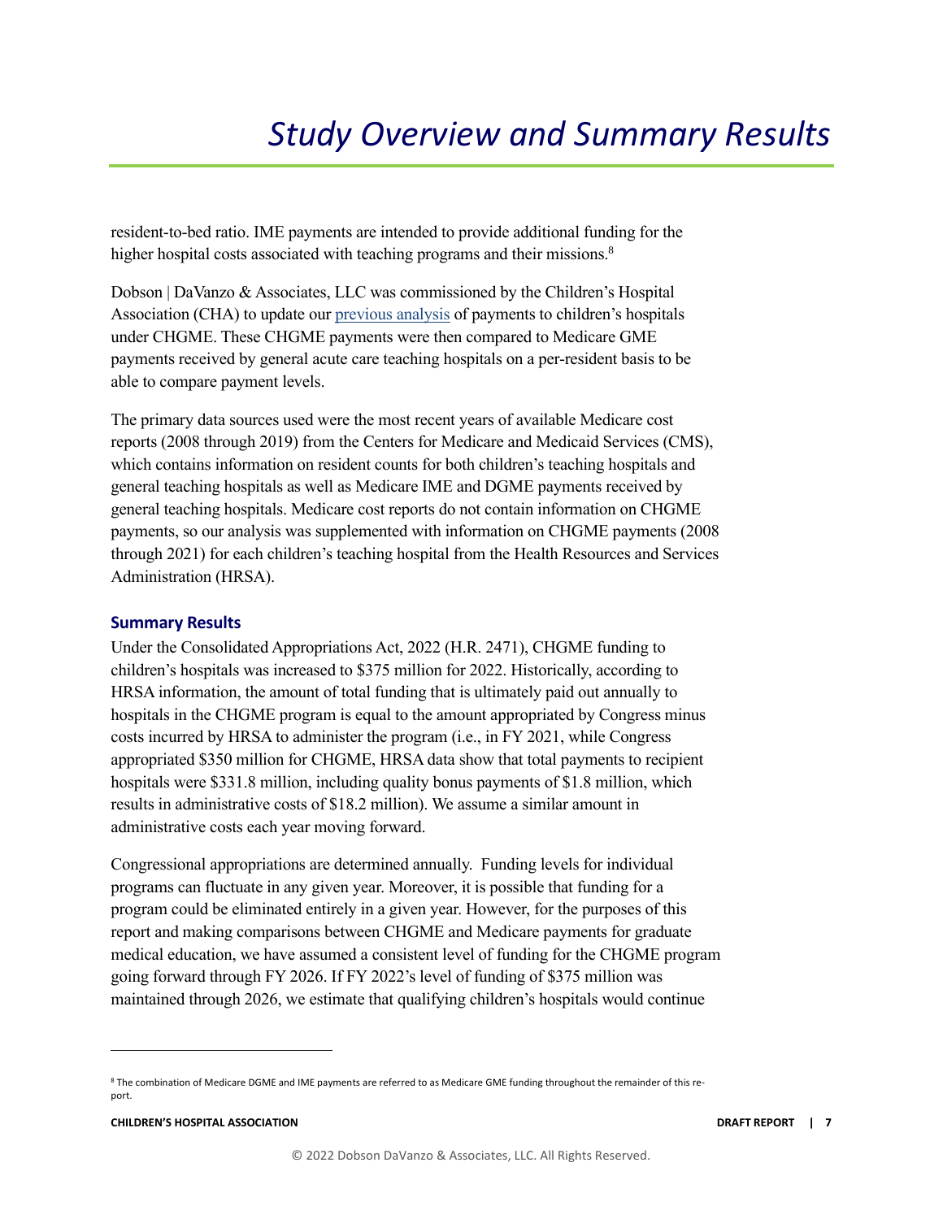resident-to-bed ratio. IME payments are intended to provide additional funding for the higher hospital costs associated with teaching programs and their missions.[8]

Dobson | DaVanzo & Associates, LLC was commissioned by the Children's Hospital Association (CHA) to update our previous analysis of payments to children's hospitals under CHGME. These CHGME payments were then compared to Medicare GME payments received by general acute care teaching hospitals on a per-resident basis to be able to compare payment levels.

The primary data sources used were the most recent years of available Medicare cost reports (2008 through 2019) from the Centers for Medicare and Medicaid Services (CMS), which contains information on resident counts for both children's teaching hospitals and general teaching hospitals as well as Medicare IME and DGME payments received by general teaching hospitals. Medicare cost reports do not contain information on CHGME payments, so our analysis was supplemented with information on CHGME payments (2008 through 2021) for each children's teaching hospital from the Health Resources and Services Administration (HRSA).

### Summary Results

Under the Consolidated Appropriations Act, 2022 (H.R. 2471), CHGME funding to children's hospitals was increased to $375 million for 2022. Historically, according to HRSA information, the amount of total funding that is ultimately paid out annually to hospitals in the CHGME program is equal to the amount appropriated by Congress minus costs incurred by HRSA to administer the program (i.e., in FY 2021, while Congress appropriated $350 million for CHGME, HRSA data show that total payments to recipient hospitals were $331.8 million, including quality bonus payments of $1.8 million, which results in administrative costs of $18.2 million). We assume a similar amount in administrative costs each year moving forward.

Congressional appropriations are determined annually. Funding levels for individual programs can fluctuate in any given year. Moreover, it is possible that funding for a program could be eliminated entirely in a given year. However, for the purposes of this report and making comparisons between CHGME and Medicare payments for graduate medical education, we have assumed a consistent level of funding for the CHGME program going forward through FY 2026. If FY 2022's level of funding of $375 million was maintained through 2026, we estimate that qualifying children's hospitals would continue

---

[8] The combination of Medicare DGME and IME payments are referred to as Medicare GME funding throughout the remainder of this report.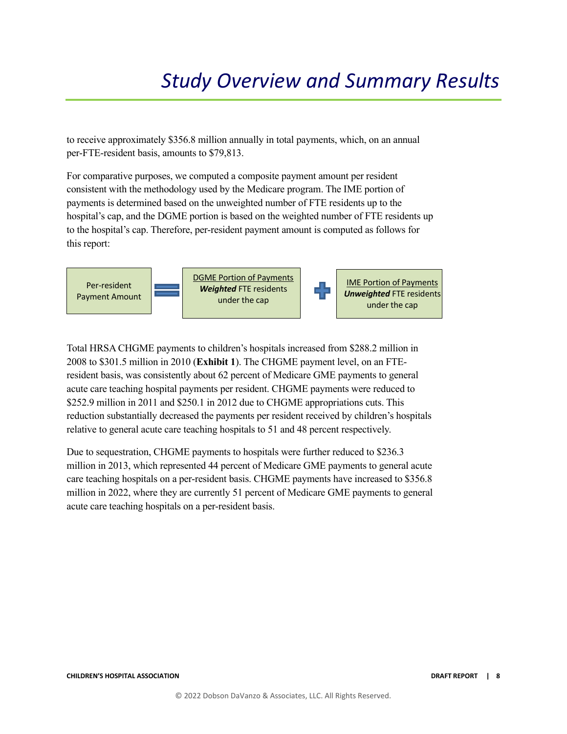# Study Overview and Summary Results

to receive approximately $356.8 million annually in total payments, which, on an annual per-FTE-resident basis, amounts to $79,813.

For comparative purposes, we computed a composite payment amount per resident consistent with the methodology used by the Medicare program. The IME portion of payments is determined based on the unweighted number of FTE residents up to the hospital's cap, and the DGME portion is based on the weighted number of FTE residents up to the hospital's cap. Therefore, per-resident payment amount is computed as follows for this report:

$$\text{Per-resident Payment Amount} = \frac{\text{DGME Portion of Payments}}{\textit{Weighted}\text{ FTE residents under the cap}} + \frac{\text{IME Portion of Payments}}{\textit{Unweighted}\text{ FTE residents under the cap}}$$

Total HRSA CHGME payments to children's hospitals increased from $288.2 million in 2008 to $301.5 million in 2010 (**Exhibit 1**). The CHGME payment level, on an FTE-resident basis, was consistently about 62 percent of Medicare GME payments to general acute care teaching hospital payments per resident. CHGME payments were reduced to $252.9 million in 2011 and $250.1 in 2012 due to CHGME appropriations cuts. This reduction substantially decreased the payments per resident received by children's hospitals relative to general acute care teaching hospitals to 51 and 48 percent respectively.

Due to sequestration, CHGME payments to hospitals were further reduced to $236.3 million in 2013, which represented 44 percent of Medicare GME payments to general acute care teaching hospitals on a per-resident basis. CHGME payments have increased to $356.8 million in 2022, where they are currently 51 percent of Medicare GME payments to general acute care teaching hospitals on a per-resident basis.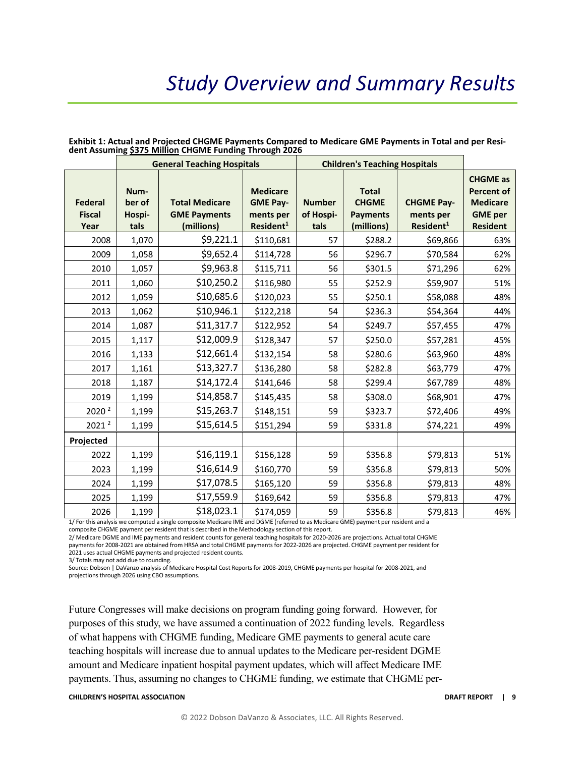# *Study Overview and Summary Results*

**Exhibit 1: Actual and Projected CHGME Payments Compared to Medicare GME Payments in Total and per Resident Assuming <u>$375 Million</u> CHGME Funding Through 2026**

| | General Teaching Hospitals | | | Children's Teaching Hospitals | | | |
|---|---|---|---|---|---|---|---|
| **Federal Fiscal Year** | **Number of Hospitals** | **Total Medicare GME Payments (millions)** | **Medicare GME Payments per Resident[1]** | **Number of Hospitals** | **Total CHGME Payments (millions)** | **CHGME Payments per Resident[1]** | **CHGME as Percent of Medicare GME per Resident** |
| 2008 | 1,070 | $9,221.1 | $110,681 | 57 | $288.2 | $69,866 | 63% |
| 2009 | 1,058 | $9,652.4 | $114,728 | 56 | $296.7 | $70,584 | 62% |
| 2010 | 1,057 | $9,963.8 | $115,711 | 56 | $301.5 | $71,296 | 62% |
| 2011 | 1,060 | $10,250.2 | $116,980 | 55 | $252.9 | $59,907 | 51% |
| 2012 | 1,059 | $10,685.6 | $120,023 | 55 | $250.1 | $58,088 | 48% |
| 2013 | 1,062 | $10,946.1 | $122,218 | 54 | $236.3 | $54,364 | 44% |
| 2014 | 1,087 | $11,317.7 | $122,952 | 54 | $249.7 | $57,455 | 47% |
| 2015 | 1,117 | $12,009.9 | $128,347 | 57 | $250.0 | $57,281 | 45% |
| 2016 | 1,133 | $12,661.4 | $132,154 | 58 | $280.6 | $63,960 | 48% |
| 2017 | 1,161 | $13,327.7 | $136,280 | 58 | $282.8 | $63,779 | 47% |
| 2018 | 1,187 | $14,172.4 | $141,646 | 58 | $299.4 | $67,789 | 48% |
| 2019 | 1,199 | $14,858.7 | $145,435 | 58 | $308.0 | $68,901 | 47% |
| 2020[2] | 1,199 | $15,263.7 | $148,151 | 59 | $323.7 | $72,406 | 49% |
| 2021[2] | 1,199 | $15,614.5 | $151,294 | 59 | $331.8 | $74,221 | 49% |
| **Projected** | | | | | | | |
| 2022 | 1,199 | $16,119.1 | $156,128 | 59 | $356.8 | $79,813 | 51% |
| 2023 | 1,199 | $16,614.9 | $160,770 | 59 | $356.8 | $79,813 | 50% |
| 2024 | 1,199 | $17,078.5 | $165,120 | 59 | $356.8 | $79,813 | 48% |
| 2025 | 1,199 | $17,559.9 | $169,642 | 59 | $356.8 | $79,813 | 47% |
| 2026 | 1,199 | $18,023.1 | $174,059 | 59 | $356.8 | $79,813 | 46% |

1/ For this analysis we computed a single composite Medicare IME and DGME (referred to as Medicare GME) payment per resident and a composite CHGME payment per resident that is described in the Methodology section of this report.

2/ Medicare DGME and IME payments and resident counts for general teaching hospitals for 2020-2026 are projections. Actual total CHGME payments for 2008-2021 are obtained from HRSA and total CHGME payments for 2022-2026 are projected. CHGME payment per resident for 2021 uses actual CHGME payments and projected resident counts.

3/ Totals may not add due to rounding.

Source: Dobson | DaVanzo analysis of Medicare Hospital Cost Reports for 2008-2019, CHGME payments per hospital for 2008-2021, and projections through 2026 using CBO assumptions.

Future Congresses will make decisions on program funding going forward. However, for purposes of this study, we have assumed a continuation of 2022 funding levels. Regardless of what happens with CHGME funding, Medicare GME payments to general acute care teaching hospitals will increase due to annual updates to the Medicare per-resident DGME amount and Medicare inpatient hospital payment updates, which will affect Medicare IME payments. Thus, assuming no changes to CHGME funding, we estimate that CHGME per-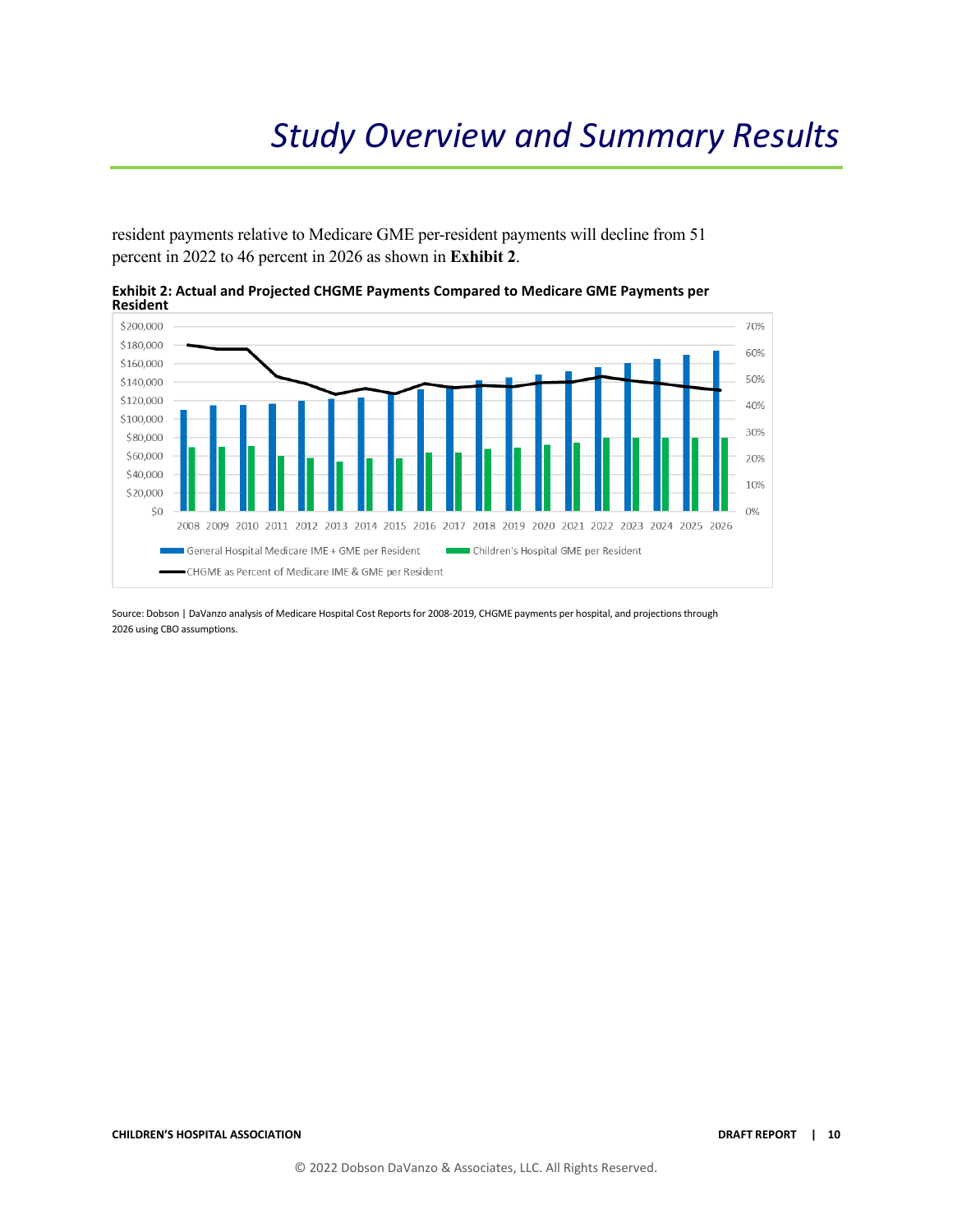resident payments relative to Medicare GME per-resident payments will decline from 51 percent in 2022 to 46 percent in 2026 as shown in **Exhibit 2**.

**Exhibit 2: Actual and Projected CHGME Payments Compared to Medicare GME Payments per Resident**

Source: Dobson | DaVanzo analysis of Medicare Hospital Cost Reports for 2008-2019, CHGME payments per hospital, and projections through 2026 using CBO assumptions.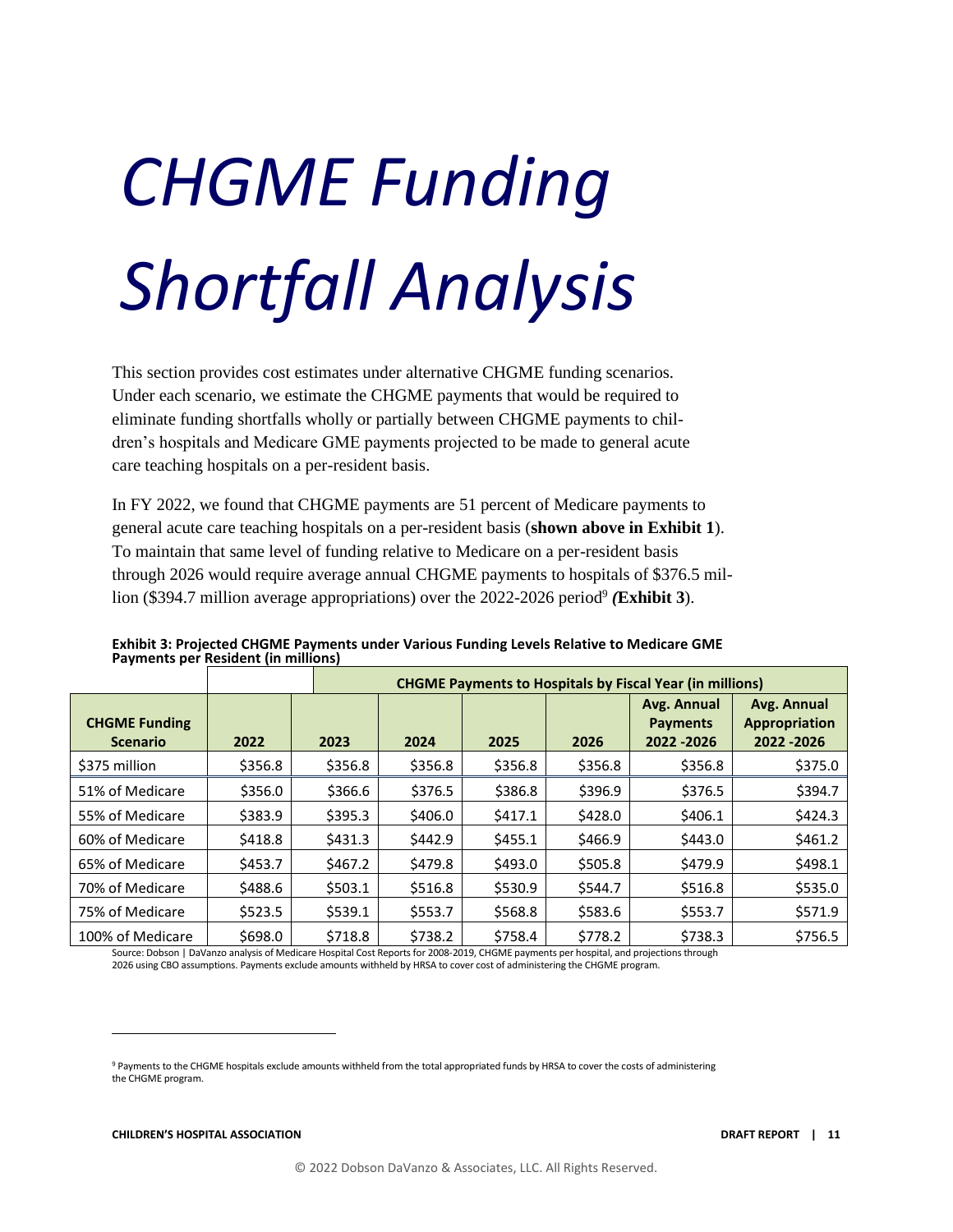# CHGME Funding Shortfall Analysis

This section provides cost estimates under alternative CHGME funding scenarios. Under each scenario, we estimate the CHGME payments that would be required to eliminate funding shortfalls wholly or partially between CHGME payments to children's hospitals and Medicare GME payments projected to be made to general acute care teaching hospitals on a per-resident basis.

In FY 2022, we found that CHGME payments are 51 percent of Medicare payments to general acute care teaching hospitals on a per-resident basis (**shown above in Exhibit 1**). To maintain that same level of funding relative to Medicare on a per-resident basis through 2026 would require average annual CHGME payments to hospitals of $376.5 million ($394.7 million average appropriations) over the 2022-2026 period[9] ***(*Exhibit 3**).

**Exhibit 3: Projected CHGME Payments under Various Funding Levels Relative to Medicare GME Payments per Resident (in millions)**

| | | CHGME Payments to Hospitals by Fiscal Year (in millions) | | | | | |
|---|---|---|---|---|---|---|---|
| **CHGME Funding Scenario** | **2022** | **2023** | **2024** | **2025** | **2026** | **Avg. Annual Payments 2022 -2026** | **Avg. Annual Appropriation 2022 -2026** |
| $375 million | $356.8 | $356.8 | $356.8 | $356.8 | $356.8 | $356.8 | $375.0 |
| 51% of Medicare | $356.0 | $366.6 | $376.5 | $386.8 | $396.9 | $376.5 | $394.7 |
| 55% of Medicare | $383.9 | $395.3 | $406.0 | $417.1 | $428.0 | $406.1 | $424.3 |
| 60% of Medicare | $418.8 | $431.3 | $442.9 | $455.1 | $466.9 | $443.0 | $461.2 |
| 65% of Medicare | $453.7 | $467.2 | $479.8 | $493.0 | $505.8 | $479.9 | $498.1 |
| 70% of Medicare | $488.6 | $503.1 | $516.8 | $530.9 | $544.7 | $516.8 | $535.0 |
| 75% of Medicare | $523.5 | $539.1 | $553.7 | $568.8 | $583.6 | $553.7 | $571.9 |
| 100% of Medicare | $698.0 | $718.8 | $738.2 | $758.4 | $778.2 | $738.3 | $756.5 |

Source: Dobson | DaVanzo analysis of Medicare Hospital Cost Reports for 2008-2019, CHGME payments per hospital, and projections through 2026 using CBO assumptions. Payments exclude amounts withheld by HRSA to cover cost of administering the CHGME program.

[9] Payments to the CHGME hospitals exclude amounts withheld from the total appropriated funds by HRSA to cover the costs of administering the CHGME program.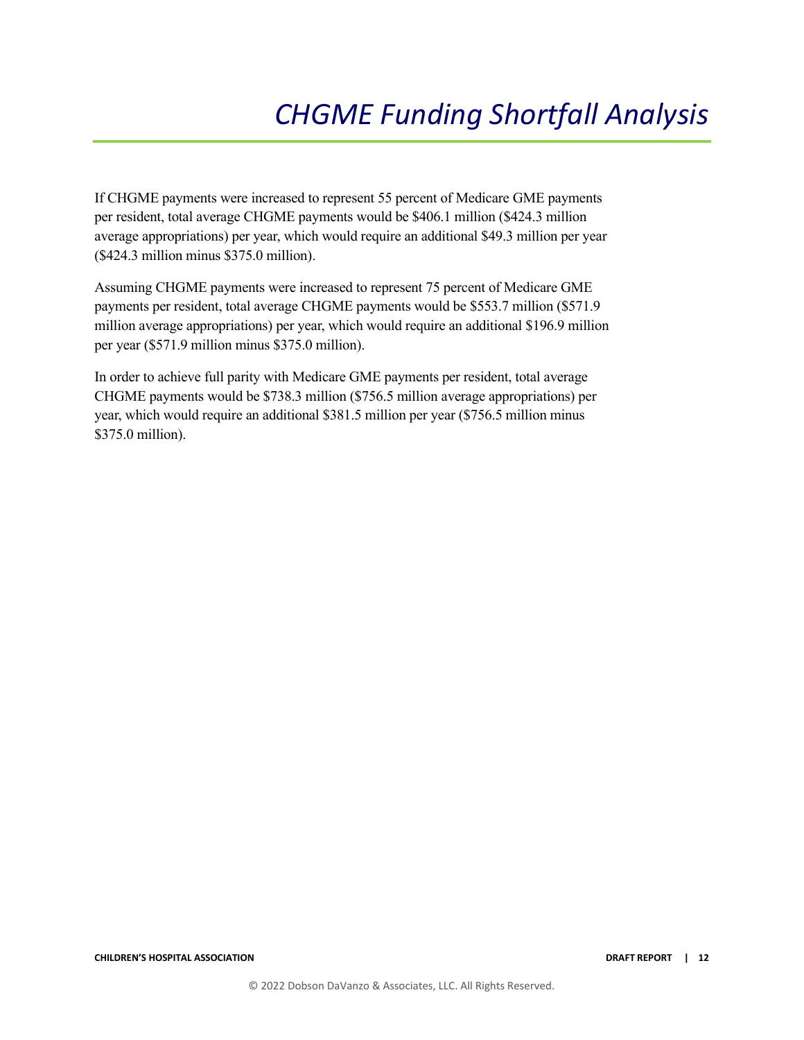# *CHGME Funding Shortfall Analysis*

If CHGME payments were increased to represent 55 percent of Medicare GME payments per resident, total average CHGME payments would be $406.1 million ($424.3 million average appropriations) per year, which would require an additional $49.3 million per year ($424.3 million minus $375.0 million).

Assuming CHGME payments were increased to represent 75 percent of Medicare GME payments per resident, total average CHGME payments would be $553.7 million ($571.9 million average appropriations) per year, which would require an additional $196.9 million per year ($571.9 million minus $375.0 million).

In order to achieve full parity with Medicare GME payments per resident, total average CHGME payments would be $738.3 million ($756.5 million average appropriations) per year, which would require an additional $381.5 million per year ($756.5 million minus $375.0 million).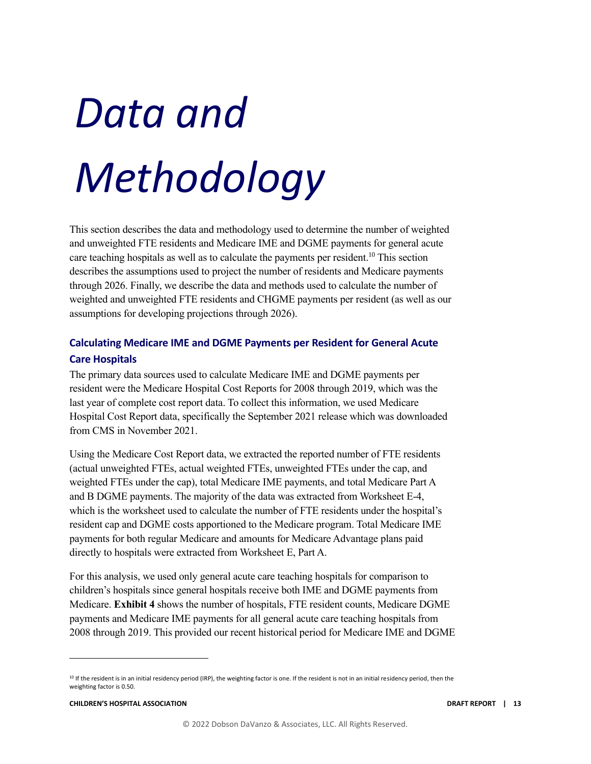# *Data and Methodology*

This section describes the data and methodology used to determine the number of weighted and unweighted FTE residents and Medicare IME and DGME payments for general acute care teaching hospitals as well as to calculate the payments per resident.[10] This section describes the assumptions used to project the number of residents and Medicare payments through 2026. Finally, we describe the data and methods used to calculate the number of weighted and unweighted FTE residents and CHGME payments per resident (as well as our assumptions for developing projections through 2026).

## Calculating Medicare IME and DGME Payments per Resident for General Acute Care Hospitals

The primary data sources used to calculate Medicare IME and DGME payments per resident were the Medicare Hospital Cost Reports for 2008 through 2019, which was the last year of complete cost report data. To collect this information, we used Medicare Hospital Cost Report data, specifically the September 2021 release which was downloaded from CMS in November 2021.

Using the Medicare Cost Report data, we extracted the reported number of FTE residents (actual unweighted FTEs, actual weighted FTEs, unweighted FTEs under the cap, and weighted FTEs under the cap), total Medicare IME payments, and total Medicare Part A and B DGME payments. The majority of the data was extracted from Worksheet E-4, which is the worksheet used to calculate the number of FTE residents under the hospital's resident cap and DGME costs apportioned to the Medicare program. Total Medicare IME payments for both regular Medicare and amounts for Medicare Advantage plans paid directly to hospitals were extracted from Worksheet E, Part A.

For this analysis, we used only general acute care teaching hospitals for comparison to children's hospitals since general hospitals receive both IME and DGME payments from Medicare. **Exhibit 4** shows the number of hospitals, FTE resident counts, Medicare DGME payments and Medicare IME payments for all general acute care teaching hospitals from 2008 through 2019. This provided our recent historical period for Medicare IME and DGME

---

[10] If the resident is in an initial residency period (IRP), the weighting factor is one. If the resident is not in an initial residency period, then the weighting factor is 0.50.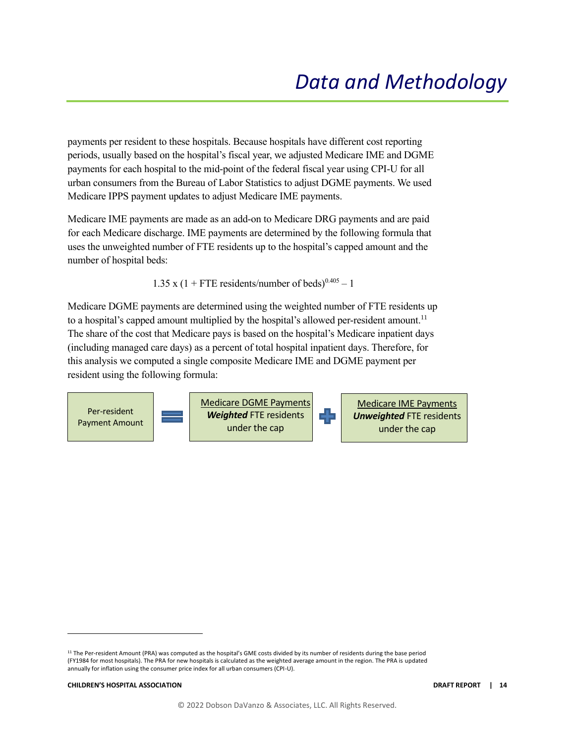# Data and Methodology

payments per resident to these hospitals. Because hospitals have different cost reporting periods, usually based on the hospital's fiscal year, we adjusted Medicare IME and DGME payments for each hospital to the mid-point of the federal fiscal year using CPI-U for all urban consumers from the Bureau of Labor Statistics to adjust DGME payments. We used Medicare IPPS payment updates to adjust Medicare IME payments.

Medicare IME payments are made as an add-on to Medicare DRG payments and are paid for each Medicare discharge. IME payments are determined by the following formula that uses the unweighted number of FTE residents up to the hospital's capped amount and the number of hospital beds:

$$1.35 \times (1 + \text{FTE residents/number of beds})^{0.405} - 1$$

Medicare DGME payments are determined using the weighted number of FTE residents up to a hospital's capped amount multiplied by the hospital's allowed per-resident amount.[11] The share of the cost that Medicare pays is based on the hospital's Medicare inpatient days (including managed care days) as a percent of total hospital inpatient days. Therefore, for this analysis we computed a single composite Medicare IME and DGME payment per resident using the following formula:

$$\text{Per-resident Payment Amount} = \frac{\text{Medicare DGME Payments}}{\textit{Weighted}\text{ FTE residents under the cap}} + \frac{\text{Medicare IME Payments}}{\textit{Unweighted}\text{ FTE residents under the cap}}$$

[11] The Per-resident Amount (PRA) was computed as the hospital's GME costs divided by its number of residents during the base period (FY1984 for most hospitals). The PRA for new hospitals is calculated as the weighted average amount in the region. The PRA is updated annually for inflation using the consumer price index for all urban consumers (CPI-U).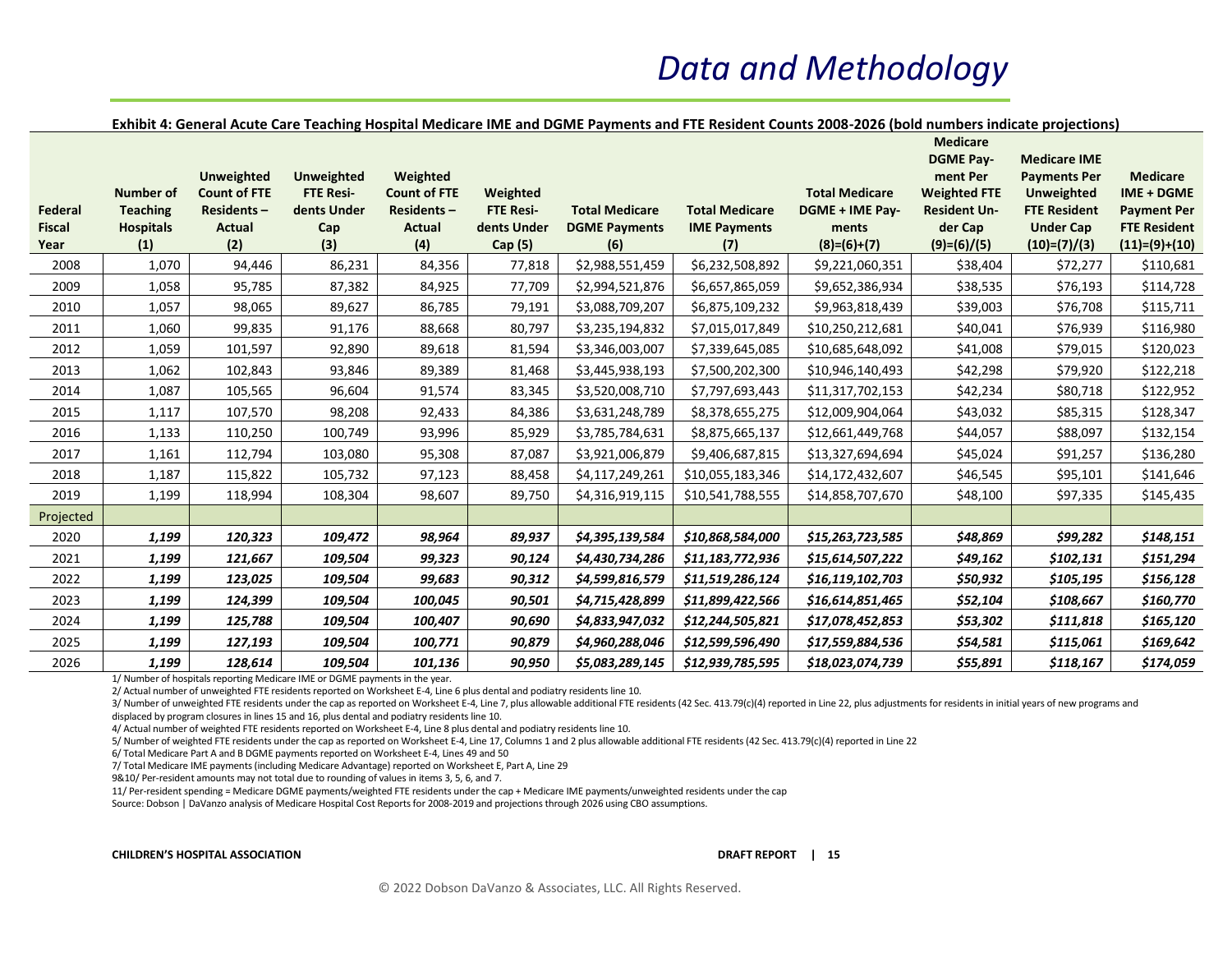# Data and Methodology

**Exhibit 4: General Acute Care Teaching Hospital Medicare IME and DGME Payments and FTE Resident Counts 2008-2026 (bold numbers indicate projections)**

| Federal Fiscal Year | Number of Teaching Hospitals (1) | Unweighted Count of FTE Residents – Actual (2) | Unweighted FTE Residents Under Cap (3) | Weighted Count of FTE Residents – Actual (4) | Weighted FTE Residents Under Cap (5) | Total Medicare DGME Payments (6) | Total Medicare IME Payments (7) | Total Medicare DGME + IME Payments (8)=(6)+(7) | Medicare DGME Payment Per Weighted FTE Resident Under Cap (9)=(6)/(5) | Medicare IME Payments Per Unweighted FTE Resident Under Cap (10)=(7)/(3) | Medicare IME + DGME Payment Per FTE Resident (11)=(9)+(10) |
|---|---|---|---|---|---|---|---|---|---|---|---|
| 2008 | 1,070 | 94,446 | 86,231 | 84,356 | 77,818 | $2,988,551,459 | $6,232,508,892 | $9,221,060,351 | $38,404 | $72,277 | $110,681 |
| 2009 | 1,058 | 95,785 | 87,382 | 84,925 | 77,709 | $2,994,521,876 | $6,657,865,059 | $9,652,386,934 | $38,535 | $76,193 | $114,728 |
| 2010 | 1,057 | 98,065 | 89,627 | 86,785 | 79,191 | $3,088,709,207 | $6,875,109,232 | $9,963,818,439 | $39,003 | $76,708 | $115,711 |
| 2011 | 1,060 | 99,835 | 91,176 | 88,668 | 80,797 | $3,235,194,832 | $7,015,017,849 | $10,250,212,681 | $40,041 | $76,939 | $116,980 |
| 2012 | 1,059 | 101,597 | 92,890 | 89,618 | 81,594 | $3,346,003,007 | $7,339,645,085 | $10,685,648,092 | $41,008 | $79,015 | $120,023 |
| 2013 | 1,062 | 102,843 | 93,846 | 89,389 | 81,468 | $3,445,938,193 | $7,500,202,300 | $10,946,140,493 | $42,298 | $79,920 | $122,218 |
| 2014 | 1,087 | 105,565 | 96,604 | 91,574 | 83,345 | $3,520,008,710 | $7,797,693,443 | $11,317,702,153 | $42,234 | $80,718 | $122,952 |
| 2015 | 1,117 | 107,570 | 98,208 | 92,433 | 84,386 | $3,631,248,789 | $8,378,655,275 | $12,009,904,064 | $43,032 | $85,315 | $128,347 |
| 2016 | 1,133 | 110,250 | 100,749 | 93,996 | 85,929 | $3,785,784,631 | $8,875,665,137 | $12,661,449,768 | $44,057 | $88,097 | $132,154 |
| 2017 | 1,161 | 112,794 | 103,080 | 95,308 | 87,087 | $3,921,006,879 | $9,406,687,815 | $13,327,694,694 | $45,024 | $91,257 | $136,280 |
| 2018 | 1,187 | 115,822 | 105,732 | 97,123 | 88,458 | $4,117,249,261 | $10,055,183,346 | $14,172,432,607 | $46,545 | $95,101 | $141,646 |
| 2019 | 1,199 | 118,994 | 108,304 | 98,607 | 89,750 | $4,316,919,115 | $10,541,788,555 | $14,858,707,670 | $48,100 | $97,335 | $145,435 |
| Projected | | | | | | | | | | | |
| 2020 | ***1,199*** | ***120,323*** | ***109,472*** | ***98,964*** | ***89,937*** | ***$4,395,139,584*** | ***$10,868,584,000*** | ***$15,263,723,585*** | ***$48,869*** | ***$99,282*** | ***$148,151*** |
| 2021 | ***1,199*** | ***121,667*** | ***109,504*** | ***99,323*** | ***90,124*** | ***$4,430,734,286*** | ***$11,183,772,936*** | ***$15,614,507,222*** | ***$49,162*** | ***$102,131*** | ***$151,294*** |
| 2022 | ***1,199*** | ***123,025*** | ***109,504*** | ***99,683*** | ***90,312*** | ***$4,599,816,579*** | ***$11,519,286,124*** | ***$16,119,102,703*** | ***$50,932*** | ***$105,195*** | ***$156,128*** |
| 2023 | ***1,199*** | ***124,399*** | ***109,504*** | ***100,045*** | ***90,501*** | ***$4,715,428,899*** | ***$11,899,422,566*** | ***$16,614,851,465*** | ***$52,104*** | ***$108,667*** | ***$160,770*** |
| 2024 | ***1,199*** | ***125,788*** | ***109,504*** | ***100,407*** | ***90,690*** | ***$4,833,947,032*** | ***$12,244,505,821*** | ***$17,078,452,853*** | ***$53,302*** | ***$111,818*** | ***$165,120*** |
| 2025 | ***1,199*** | ***127,193*** | ***109,504*** | ***100,771*** | ***90,879*** | ***$4,960,288,046*** | ***$12,599,596,490*** | ***$17,559,884,536*** | ***$54,581*** | ***$115,061*** | ***$169,642*** |
| 2026 | ***1,199*** | ***128,614*** | ***109,504*** | ***101,136*** | ***90,950*** | ***$5,083,289,145*** | ***$12,939,785,595*** | ***$18,023,074,739*** | ***$55,891*** | ***$118,167*** | ***$174,059*** |

1/ Number of hospitals reporting Medicare IME or DGME payments in the year.
2/ Actual number of unweighted FTE residents reported on Worksheet E-4, Line 6 plus dental and podiatry residents line 10.
3/ Number of unweighted FTE residents under the cap as reported on Worksheet E-4, Line 7, plus allowable additional FTE residents (42 Sec. 413.79(c)(4) reported in Line 22, plus adjustments for residents in initial years of new programs and displaced by program closures in lines 15 and 16, plus dental and podiatry residents line 10.
4/ Actual number of weighted FTE residents reported on Worksheet E-4, Line 8 plus dental and podiatry residents line 10.
5/ Number of weighted FTE residents under the cap as reported on Worksheet E-4, Line 17, Columns 1 and 2 plus allowable additional FTE residents (42 Sec. 413.79(c)(4) reported in Line 22
6/ Total Medicare Part A and B DGME payments reported on Worksheet E-4, Lines 49 and 50
7/ Total Medicare IME payments (including Medicare Advantage) reported on Worksheet E, Part A, Line 29
9&10/ Per-resident amounts may not total due to rounding of values in items 3, 5, 6, and 7.
11/ Per-resident spending = Medicare DGME payments/weighted FTE residents under the cap + Medicare IME payments/unweighted residents under the cap
Source: Dobson | DaVanzo analysis of Medicare Hospital Cost Reports for 2008-2019 and projections through 2026 using CBO assumptions.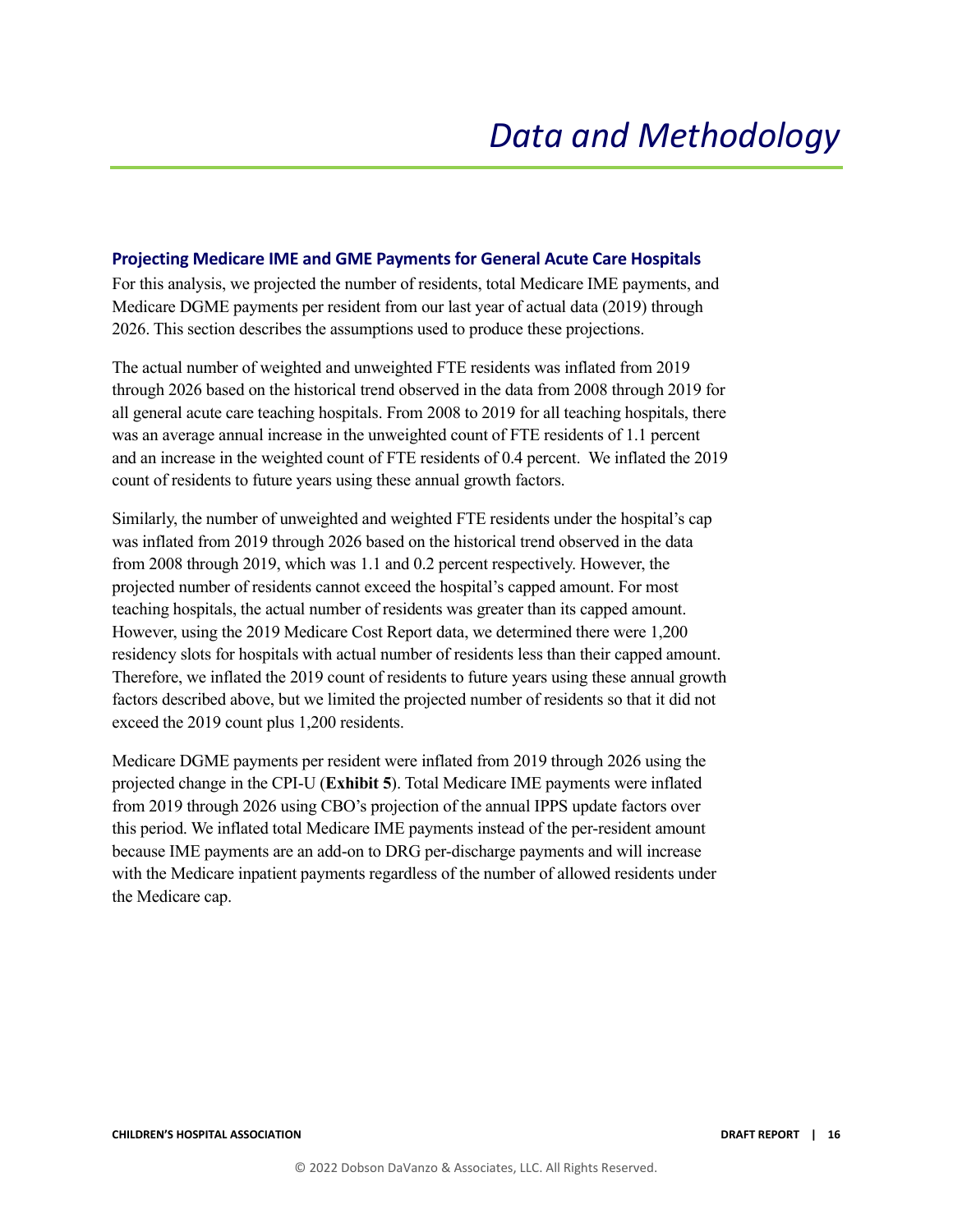# *Data and Methodology*

### Projecting Medicare IME and GME Payments for General Acute Care Hospitals

For this analysis, we projected the number of residents, total Medicare IME payments, and Medicare DGME payments per resident from our last year of actual data (2019) through 2026. This section describes the assumptions used to produce these projections.

The actual number of weighted and unweighted FTE residents was inflated from 2019 through 2026 based on the historical trend observed in the data from 2008 through 2019 for all general acute care teaching hospitals. From 2008 to 2019 for all teaching hospitals, there was an average annual increase in the unweighted count of FTE residents of 1.1 percent and an increase in the weighted count of FTE residents of 0.4 percent. We inflated the 2019 count of residents to future years using these annual growth factors.

Similarly, the number of unweighted and weighted FTE residents under the hospital's cap was inflated from 2019 through 2026 based on the historical trend observed in the data from 2008 through 2019, which was 1.1 and 0.2 percent respectively. However, the projected number of residents cannot exceed the hospital's capped amount. For most teaching hospitals, the actual number of residents was greater than its capped amount. However, using the 2019 Medicare Cost Report data, we determined there were 1,200 residency slots for hospitals with actual number of residents less than their capped amount. Therefore, we inflated the 2019 count of residents to future years using these annual growth factors described above, but we limited the projected number of residents so that it did not exceed the 2019 count plus 1,200 residents.

Medicare DGME payments per resident were inflated from 2019 through 2026 using the projected change in the CPI-U (**Exhibit 5**). Total Medicare IME payments were inflated from 2019 through 2026 using CBO's projection of the annual IPPS update factors over this period. We inflated total Medicare IME payments instead of the per-resident amount because IME payments are an add-on to DRG per-discharge payments and will increase with the Medicare inpatient payments regardless of the number of allowed residents under the Medicare cap.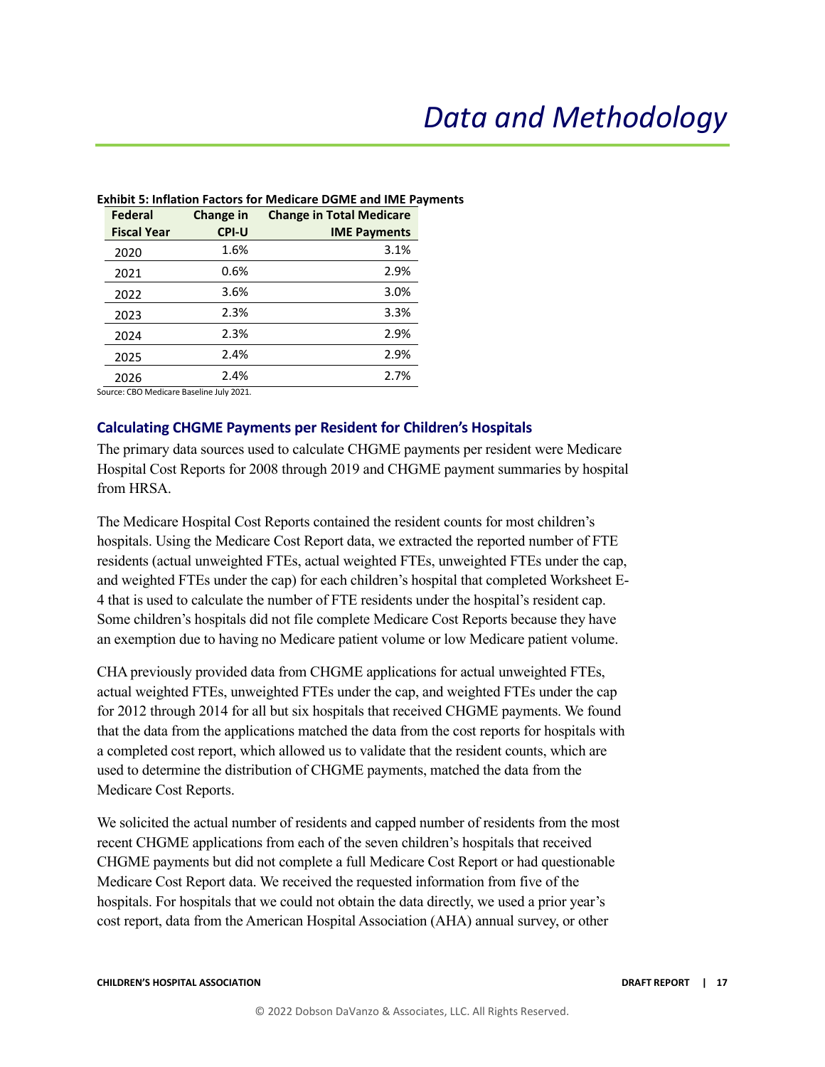# Data and Methodology

**Exhibit 5: Inflation Factors for Medicare DGME and IME Payments**

| Federal Fiscal Year | Change in CPI-U | Change in Total Medicare IME Payments |
|---|---|---|
| 2020 | 1.6% | 3.1% |
| 2021 | 0.6% | 2.9% |
| 2022 | 3.6% | 3.0% |
| 2023 | 2.3% | 3.3% |
| 2024 | 2.3% | 2.9% |
| 2025 | 2.4% | 2.9% |
| 2026 | 2.4% | 2.7% |

Source: CBO Medicare Baseline July 2021.

### Calculating CHGME Payments per Resident for Children's Hospitals

The primary data sources used to calculate CHGME payments per resident were Medicare Hospital Cost Reports for 2008 through 2019 and CHGME payment summaries by hospital from HRSA.

The Medicare Hospital Cost Reports contained the resident counts for most children's hospitals. Using the Medicare Cost Report data, we extracted the reported number of FTE residents (actual unweighted FTEs, actual weighted FTEs, unweighted FTEs under the cap, and weighted FTEs under the cap) for each children's hospital that completed Worksheet E-4 that is used to calculate the number of FTE residents under the hospital's resident cap. Some children's hospitals did not file complete Medicare Cost Reports because they have an exemption due to having no Medicare patient volume or low Medicare patient volume.

CHA previously provided data from CHGME applications for actual unweighted FTEs, actual weighted FTEs, unweighted FTEs under the cap, and weighted FTEs under the cap for 2012 through 2014 for all but six hospitals that received CHGME payments. We found that the data from the applications matched the data from the cost reports for hospitals with a completed cost report, which allowed us to validate that the resident counts, which are used to determine the distribution of CHGME payments, matched the data from the Medicare Cost Reports.

We solicited the actual number of residents and capped number of residents from the most recent CHGME applications from each of the seven children's hospitals that received CHGME payments but did not complete a full Medicare Cost Report or had questionable Medicare Cost Report data. We received the requested information from five of the hospitals. For hospitals that we could not obtain the data directly, we used a prior year's cost report, data from the American Hospital Association (AHA) annual survey, or other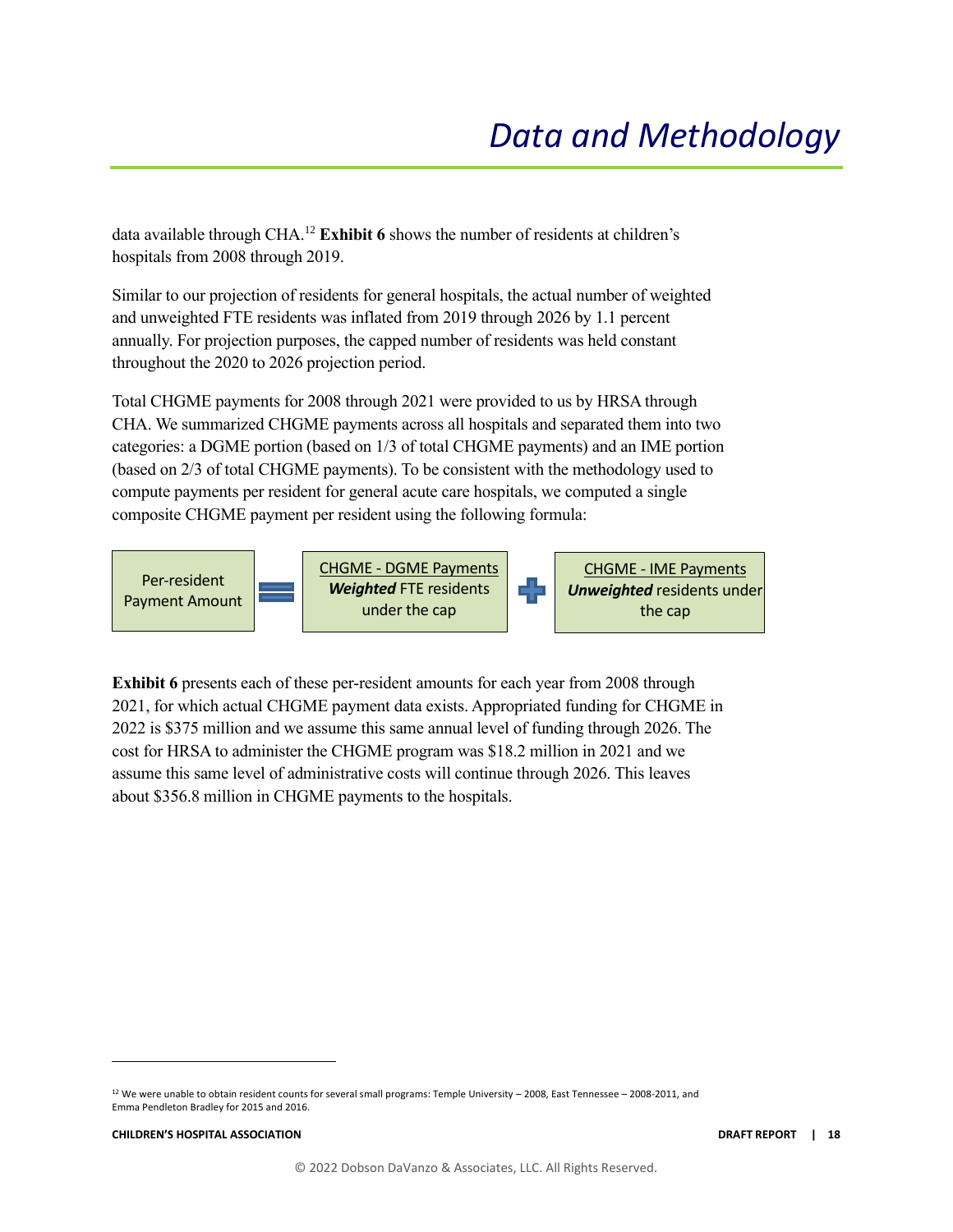data available through CHA.[12] **Exhibit 6** shows the number of residents at children's hospitals from 2008 through 2019.

Similar to our projection of residents for general hospitals, the actual number of weighted and unweighted FTE residents was inflated from 2019 through 2026 by 1.1 percent annually. For projection purposes, the capped number of residents was held constant throughout the 2020 to 2026 projection period.

Total CHGME payments for 2008 through 2021 were provided to us by HRSA through CHA. We summarized CHGME payments across all hospitals and separated them into two categories: a DGME portion (based on 1/3 of total CHGME payments) and an IME portion (based on 2/3 of total CHGME payments). To be consistent with the methodology used to compute payments per resident for general acute care hospitals, we computed a single composite CHGME payment per resident using the following formula:

$$\text{Per-resident Payment Amount} = \frac{\text{CHGME - DGME Payments}}{\textbf{\textit{Weighted}}\text{ FTE residents under the cap}} + \frac{\text{CHGME - IME Payments}}{\textbf{\textit{Unweighted}}\text{ residents under the cap}}$$

**Exhibit 6** presents each of these per-resident amounts for each year from 2008 through 2021, for which actual CHGME payment data exists. Appropriated funding for CHGME in 2022 is $375 million and we assume this same annual level of funding through 2026. The cost for HRSA to administer the CHGME program was $18.2 million in 2021 and we assume this same level of administrative costs will continue through 2026. This leaves about $356.8 million in CHGME payments to the hospitals.

---

[12] We were unable to obtain resident counts for several small programs: Temple University – 2008, East Tennessee – 2008-2011, and Emma Pendleton Bradley for 2015 and 2016.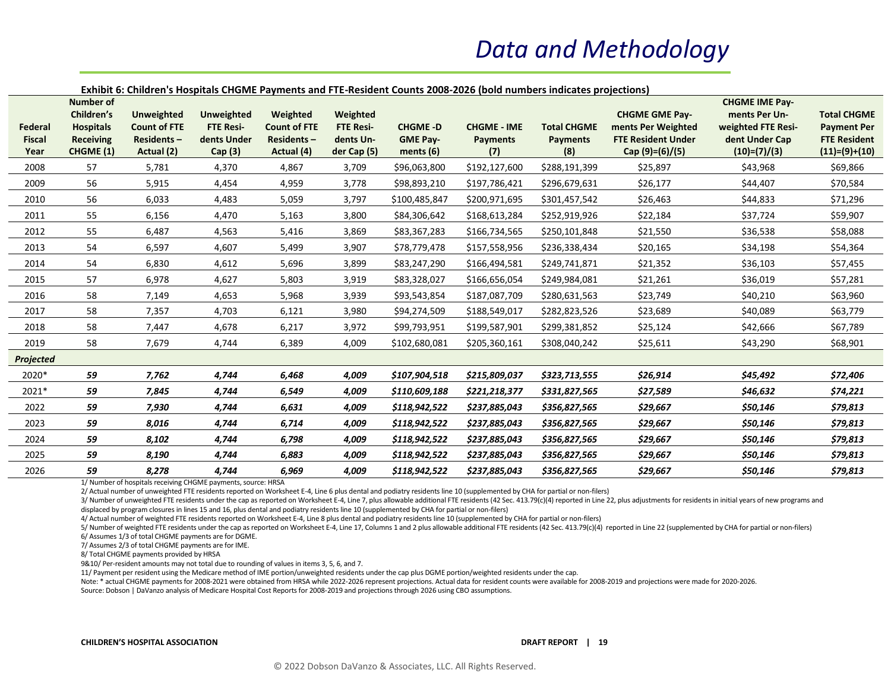# Data and Methodology

**Exhibit 6: Children's Hospitals CHGME Payments and FTE-Resident Counts 2008-2026 (bold numbers indicates projections)**

| Federal Fiscal Year | Number of Children's Hospitals Receiving CHGME (1) | Unweighted Count of FTE Residents – Actual (2) | Unweighted FTE Residents Under Cap (3) | Weighted Count of FTE Residents – Actual (4) | Weighted FTE Residents Under Cap (5) | CHGME -D GME Payments (6) | CHGME - IME Payments (7) | Total CHGME Payments (8) | CHGME GME Payments Per Weighted FTE Resident Under Cap (9)=(6)/(5) | CHGME IME Payments Per Unweighted FTE Resident Under Cap (10)=(7)/(3) | Total CHGME Payment Per FTE Resident (11)=(9)+(10) |
|---|---|---|---|---|---|---|---|---|---|---|---|
| 2008 | 57 | 5,781 | 4,370 | 4,867 | 3,709 | $96,063,800 | $192,127,600 | $288,191,399 | $25,897 | $43,968 | $69,866 |
| 2009 | 56 | 5,915 | 4,454 | 4,959 | 3,778 | $98,893,210 | $197,786,421 | $296,679,631 | $26,177 | $44,407 | $70,584 |
| 2010 | 56 | 6,033 | 4,483 | 5,059 | 3,797 | $100,485,847 | $200,971,695 | $301,457,542 | $26,463 | $44,833 | $71,296 |
| 2011 | 55 | 6,156 | 4,470 | 5,163 | 3,800 | $84,306,642 | $168,613,284 | $252,919,926 | $22,184 | $37,724 | $59,907 |
| 2012 | 55 | 6,487 | 4,563 | 5,416 | 3,869 | $83,367,283 | $166,734,565 | $250,101,848 | $21,550 | $36,538 | $58,088 |
| 2013 | 54 | 6,597 | 4,607 | 5,499 | 3,907 | $78,779,478 | $157,558,956 | $236,338,434 | $20,165 | $34,198 | $54,364 |
| 2014 | 54 | 6,830 | 4,612 | 5,696 | 3,899 | $83,247,290 | $166,494,581 | $249,741,871 | $21,352 | $36,103 | $57,455 |
| 2015 | 57 | 6,978 | 4,627 | 5,803 | 3,919 | $83,328,027 | $166,656,054 | $249,984,081 | $21,261 | $36,019 | $57,281 |
| 2016 | 58 | 7,149 | 4,653 | 5,968 | 3,939 | $93,543,854 | $187,087,709 | $280,631,563 | $23,749 | $40,210 | $63,960 |
| 2017 | 58 | 7,357 | 4,703 | 6,121 | 3,980 | $94,274,509 | $188,549,017 | $282,823,526 | $23,689 | $40,089 | $63,779 |
| 2018 | 58 | 7,447 | 4,678 | 6,217 | 3,972 | $99,793,951 | $199,587,901 | $299,381,852 | $25,124 | $42,666 | $67,789 |
| 2019 | 58 | 7,679 | 4,744 | 6,389 | 4,009 | $102,680,081 | $205,360,161 | $308,040,242 | $25,611 | $43,290 | $68,901 |
| ***Projected*** | | | | | | | | | | | |
| 2020* | ***59*** | ***7,762*** | ***4,744*** | ***6,468*** | ***4,009*** | ***$107,904,518*** | ***$215,809,037*** | ***$323,713,555*** | ***$26,914*** | ***$45,492*** | ***$72,406*** |
| 2021* | ***59*** | ***7,845*** | ***4,744*** | ***6,549*** | ***4,009*** | ***$110,609,188*** | ***$221,218,377*** | ***$331,827,565*** | ***$27,589*** | ***$46,632*** | ***$74,221*** |
| 2022 | ***59*** | ***7,930*** | ***4,744*** | ***6,631*** | ***4,009*** | ***$118,942,522*** | ***$237,885,043*** | ***$356,827,565*** | ***$29,667*** | ***$50,146*** | ***$79,813*** |
| 2023 | ***59*** | ***8,016*** | ***4,744*** | ***6,714*** | ***4,009*** | ***$118,942,522*** | ***$237,885,043*** | ***$356,827,565*** | ***$29,667*** | ***$50,146*** | ***$79,813*** |
| 2024 | ***59*** | ***8,102*** | ***4,744*** | ***6,798*** | ***4,009*** | ***$118,942,522*** | ***$237,885,043*** | ***$356,827,565*** | ***$29,667*** | ***$50,146*** | ***$79,813*** |
| 2025 | ***59*** | ***8,190*** | ***4,744*** | ***6,883*** | ***4,009*** | ***$118,942,522*** | ***$237,885,043*** | ***$356,827,565*** | ***$29,667*** | ***$50,146*** | ***$79,813*** |
| 2026 | ***59*** | ***8,278*** | ***4,744*** | ***6,969*** | ***4,009*** | ***$118,942,522*** | ***$237,885,043*** | ***$356,827,565*** | ***$29,667*** | ***$50,146*** | ***$79,813*** |

1/ Number of hospitals receiving CHGME payments, source: HRSA

2/ Actual number of unweighted FTE residents reported on Worksheet E-4, Line 6 plus dental and podiatry residents line 10 (supplemented by CHA for partial or non-filers)

3/ Number of unweighted FTE residents under the cap as reported on Worksheet E-4, Line 7, plus allowable additional FTE residents (42 Sec. 413.79(c)(4) reported in Line 22, plus adjustments for residents in initial years of new programs and displaced by program closures in lines 15 and 16, plus dental and podiatry residents line 10 (supplemented by CHA for partial or non-filers)

4/ Actual number of weighted FTE residents reported on Worksheet E-4, Line 8 plus dental and podiatry residents line 10 (supplemented by CHA for partial or non-filers)

5/ Number of weighted FTE residents under the cap as reported on Worksheet E-4, Line 17, Columns 1 and 2 plus allowable additional FTE residents (42 Sec. 413.79(c)(4) reported in Line 22 (supplemented by CHA for partial or non-filers)

6/ Assumes 1/3 of total CHGME payments are for DGME.

7/ Assumes 2/3 of total CHGME payments are for IME.

8/ Total CHGME payments provided by HRSA

9&10/ Per-resident amounts may not total due to rounding of values in items 3, 5, 6, and 7.

11/ Payment per resident using the Medicare method of IME portion/unweighted residents under the cap plus DGME portion/weighted residents under the cap.

Note: * actual CHGME payments for 2008-2021 were obtained from HRSA while 2022-2026 represent projections. Actual data for resident counts were available for 2008-2019 and projections were made for 2020-2026.

Source: Dobson | DaVanzo analysis of Medicare Hospital Cost Reports for 2008-2019 and projections through 2026 using CBO assumptions.